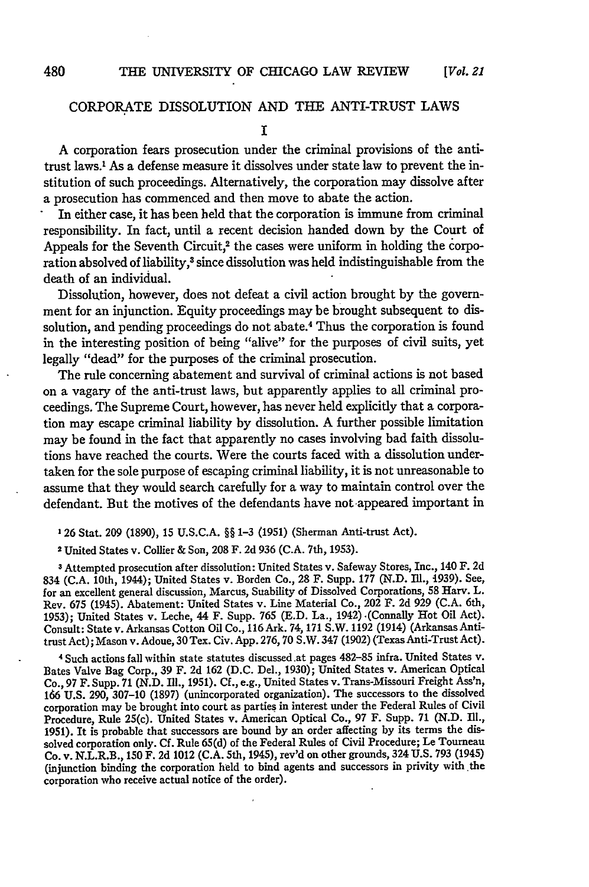# CORPORATE DISSOLUTION AND THE ANTI-TRUST LAWS

## I

A corporation fears prosecution under the criminal provisions of the anti-trust laws.[1] As a defense measure it dissolves under state law to prevent the institution of such proceedings. Alternatively, the corporation may dissolve after a prosecution has commenced and then move to abate the action.

In either case, it has been held that the corporation is immune from criminal responsibility. In fact, until a recent decision handed down by the Court of Appeals for the Seventh Circuit,[2] the cases were uniform in holding the corporation absolved of liability,[3] since dissolution was held indistinguishable from the death of an individual.

Dissolution, however, does not defeat a civil action brought by the government for an injunction. Equity proceedings may be brought subsequent to dissolution, and pending proceedings do not abate.[4] Thus the corporation is found in the interesting position of being "alive" for the purposes of civil suits, yet legally "dead" for the purposes of the criminal prosecution.

The rule concerning abatement and survival of criminal actions is not based on a vagary of the anti-trust laws, but apparently applies to all criminal proceedings. The Supreme Court, however, has never held explicitly that a corporation may escape criminal liability by dissolution. A further possible limitation may be found in the fact that apparently no cases involving bad faith dissolutions have reached the courts. Were the courts faced with a dissolution undertaken for the sole purpose of escaping criminal liability, it is not unreasonable to assume that they would search carefully for a way to maintain control over the defendant. But the motives of the defendants have not appeared important in

---

[1] 26 Stat. 209 (1890), 15 U.S.C.A. §§ 1-3 (1951) (Sherman Anti-trust Act).

[2] United States v. Collier & Son, 208 F. 2d 936 (C.A. 7th, 1953).

[3] Attempted prosecution after dissolution: United States v. Safeway Stores, Inc., 140 F. 2d 834 (C.A. 10th, 1944); United States v. Borden Co., 28 F. Supp. 177 (N.D. Ill., 1939). See, for an excellent general discussion, Marcus, Suability of Dissolved Corporations, 58 Harv. L. Rev. 675 (1945). Abatement: United States v. Line Material Co., 202 F. 2d 929 (C.A. 6th, 1953); United States v. Leche, 44 F. Supp. 765 (E.D. La., 1942) (Connally Hot Oil Act). Consult: State v. Arkansas Cotton Oil Co., 116 Ark. 74, 171 S.W. 1192 (1914) (Arkansas Anti-trust Act); Mason v. Adoue, 30 Tex. Civ. App. 276, 70 S.W. 347 (1902) (Texas Anti-Trust Act).

[4] Such actions fall within state statutes discussed at pages 482-85 infra. United States v. Bates Valve Bag Corp., 39 F. 2d 162 (D.C. Del., 1930); United States v. American Optical Co., 97 F. Supp. 71 (N.D. Ill., 1951). Cf., e.g., United States v. Trans-Missouri Freight Ass'n, 166 U.S. 290, 307-10 (1897) (unincorporated organization). The successors to the dissolved corporation may be brought into court as parties in interest under the Federal Rules of Civil Procedure, Rule 25(c). United States v. American Optical Co., 97 F. Supp. 71 (N.D. Ill., 1951). It is probable that successors are bound by an order affecting by its terms the dissolved corporation only. Cf. Rule 65(d) of the Federal Rules of Civil Procedure; Le Tourneau Co. v. N.L.R.B., 150 F. 2d 1012 (C.A. 5th, 1945), rev'd on other grounds, 324 U.S. 793 (1945) (injunction binding the corporation held to bind agents and successors in privity with the corporation who receive actual notice of the order).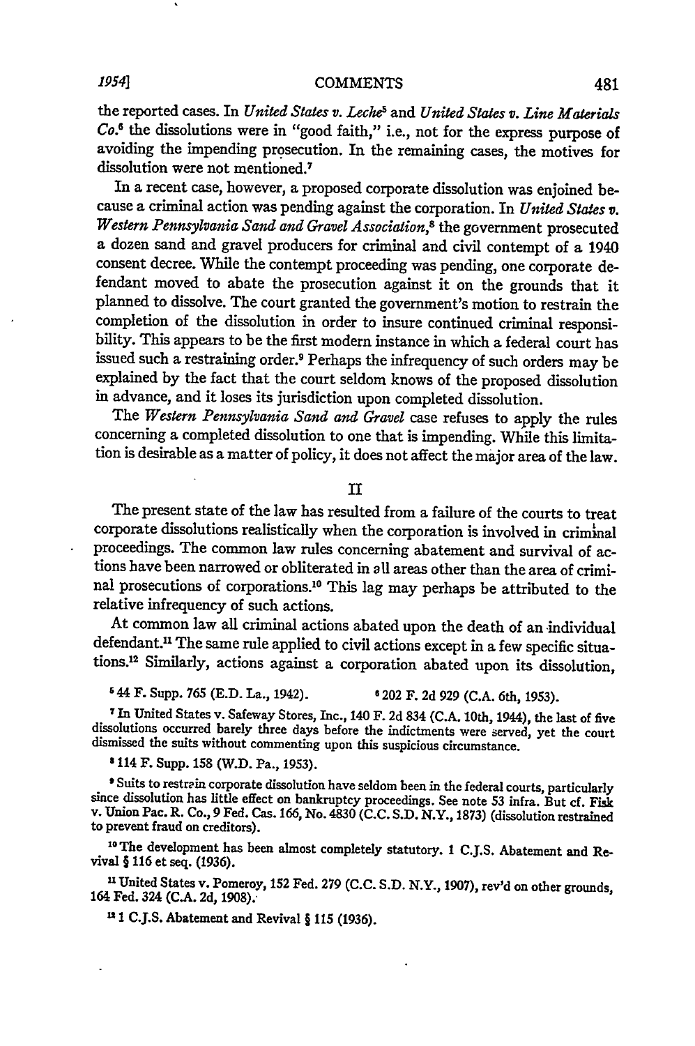the reported cases. In *United States v. Leche*[5] and *United States v. Line Materials Co.*[6] the dissolutions were in "good faith," i.e., not for the express purpose of avoiding the impending prosecution. In the remaining cases, the motives for dissolution were not mentioned.[7]

In a recent case, however, a proposed corporate dissolution was enjoined because a criminal action was pending against the corporation. In *United States v. Western Pennsylvania Sand and Gravel Association*,[8] the government prosecuted a dozen sand and gravel producers for criminal and civil contempt of a 1940 consent decree. While the contempt proceeding was pending, one corporate defendant moved to abate the prosecution against it on the grounds that it planned to dissolve. The court granted the government's motion to restrain the completion of the dissolution in order to insure continued criminal responsibility. This appears to be the first modern instance in which a federal court has issued such a restraining order.[9] Perhaps the infrequency of such orders may be explained by the fact that the court seldom knows of the proposed dissolution in advance, and it loses its jurisdiction upon completed dissolution.

The *Western Pennsylvania Sand and Gravel* case refuses to apply the rules concerning a completed dissolution to one that is impending. While this limitation is desirable as a matter of policy, it does not affect the major area of the law.

## II

The present state of the law has resulted from a failure of the courts to treat corporate dissolutions realistically when the corporation is involved in criminal proceedings. The common law rules concerning abatement and survival of actions have been narrowed or obliterated in all areas other than the area of criminal prosecutions of corporations.[10] This lag may perhaps be attributed to the relative infrequency of such actions.

At common law all criminal actions abated upon the death of an individual defendant.[11] The same rule applied to civil actions except in a few specific situations.[12] Similarly, actions against a corporation abated upon its dissolution,

---

[5] 44 F. Supp. 765 (E.D. La., 1942).

[6] 202 F. 2d 929 (C.A. 6th, 1953).

[7] In United States v. Safeway Stores, Inc., 140 F. 2d 834 (C.A. 10th, 1944), the last of five dissolutions occurred barely three days before the indictments were served, yet the court dismissed the suits without commenting upon this suspicious circumstance.

[8] 114 F. Supp. 158 (W.D. Pa., 1953).

[9] Suits to restrain corporate dissolution have seldom been in the federal courts, particularly since dissolution has little effect on bankruptcy proceedings. See note 53 infra. But cf. Fisk v. Union Pac. R. Co., 9 Fed. Cas. 166, No. 4830 (C.C. S.D. N.Y., 1873) (dissolution restrained to prevent fraud on creditors).

[10] The development has been almost completely statutory. 1 C.J.S. Abatement and Revival § 116 et seq. (1936).

[11] United States v. Pomeroy, 152 Fed. 279 (C.C. S.D. N.Y., 1907), rev'd on other grounds, 164 Fed. 324 (C.A. 2d, 1908).

[12] 1 C.J.S. Abatement and Revival § 115 (1936).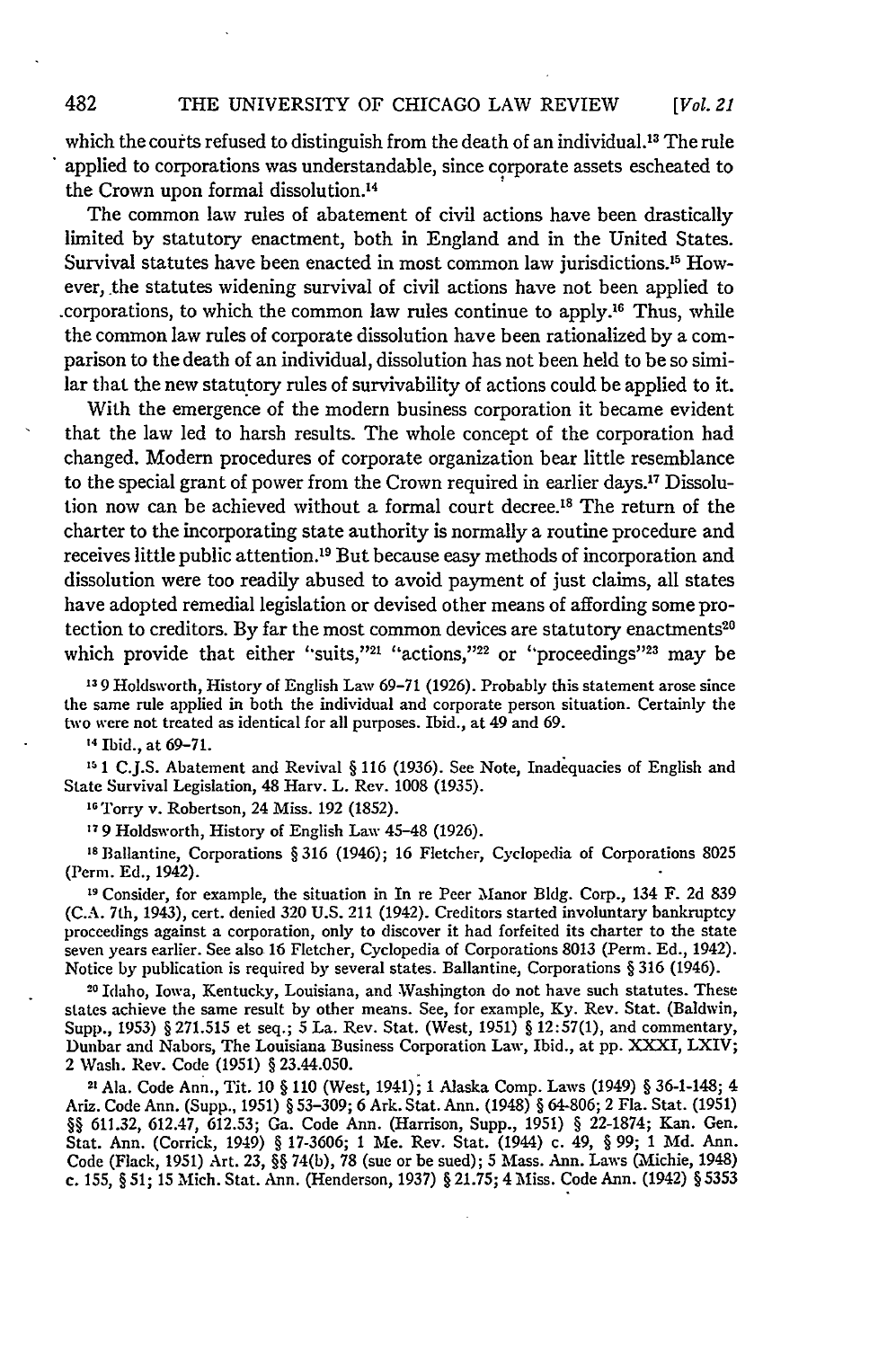which the courts refused to distinguish from the death of an individual.[13] The rule applied to corporations was understandable, since corporate assets escheated to the Crown upon formal dissolution.[14]

The common law rules of abatement of civil actions have been drastically limited by statutory enactment, both in England and in the United States. Survival statutes have been enacted in most common law jurisdictions.[15] However, the statutes widening survival of civil actions have not been applied to corporations, to which the common law rules continue to apply.[16] Thus, while the common law rules of corporate dissolution have been rationalized by a comparison to the death of an individual, dissolution has not been held to be so similar that the new statutory rules of survivability of actions could be applied to it.

With the emergence of the modern business corporation it became evident that the law led to harsh results. The whole concept of the corporation had changed. Modern procedures of corporate organization bear little resemblance to the special grant of power from the Crown required in earlier days.[17] Dissolution now can be achieved without a formal court decree.[18] The return of the charter to the incorporating state authority is normally a routine procedure and receives little public attention.[19] But because easy methods of incorporation and dissolution were too readily abused to avoid payment of just claims, all states have adopted remedial legislation or devised other means of affording some protection to creditors. By far the most common devices are statutory enactments[20] which provide that either "suits,"[21] "actions,"[22] or "proceedings"[23] may be

[13] 9 Holdsworth, History of English Law 69-71 (1926). Probably this statement arose since the same rule applied in both the individual and corporate person situation. Certainly the two were not treated as identical for all purposes. Ibid., at 49 and 69.

[14] Ibid., at 69-71.

[15] 1 C.J.S. Abatement and Revival § 116 (1936). See Note, Inadequacies of English and State Survival Legislation, 48 Harv. L. Rev. 1008 (1935).

[16] Torry v. Robertson, 24 Miss. 192 (1852).

[17] 9 Holdsworth, History of English Law 45-48 (1926).

[18] Ballantine, Corporations § 316 (1946); 16 Fletcher, Cyclopedia of Corporations 8025 (Perm. Ed., 1942).

[19] Consider, for example, the situation in In re Peer Manor Bldg. Corp., 134 F. 2d 839 (C.A. 7th, 1943), cert. denied 320 U.S. 211 (1942). Creditors started involuntary bankruptcy proceedings against a corporation, only to discover it had forfeited its charter to the state seven years earlier. See also 16 Fletcher, Cyclopedia of Corporations 8013 (Perm. Ed., 1942). Notice by publication is required by several states. Ballantine, Corporations § 316 (1946).

[20] Idaho, Iowa, Kentucky, Louisiana, and Washington do not have such statutes. These states achieve the same result by other means. See, for example, Ky. Rev. Stat. (Baldwin, Supp., 1953) § 271.515 et seq.; 5 La. Rev. Stat. (West, 1951) § 12:57(1), and commentary, Dunbar and Nabors, The Louisiana Business Corporation Law, Ibid., at pp. XXXI, LXIV; 2 Wash. Rev. Code (1951) § 23.44.050.

[21] Ala. Code Ann., Tit. 10 § 110 (West, 1941); 1 Alaska Comp. Laws (1949) § 36-1-148; 4 Ariz. Code Ann. (Supp., 1951) § 53-309; 6 Ark. Stat. Ann. (1948) § 64-806; 2 Fla. Stat. (1951) §§ 611.32, 612.47, 612.53; Ga. Code Ann. (Harrison, Supp., 1951) § 22-1874; Kan. Gen. Stat. Ann. (Corrick, 1949) § 17-3606; 1 Me. Rev. Stat. (1944) c. 49, § 99; 1 Md. Ann. Code (Flack, 1951) Art. 23, §§ 74(b), 78 (sue or be sued); 5 Mass. Ann. Laws (Michie, 1948) c. 155, § 51; 15 Mich. Stat. Ann. (Henderson, 1937) § 21.75; 4 Miss. Code Ann. (1942) § 5353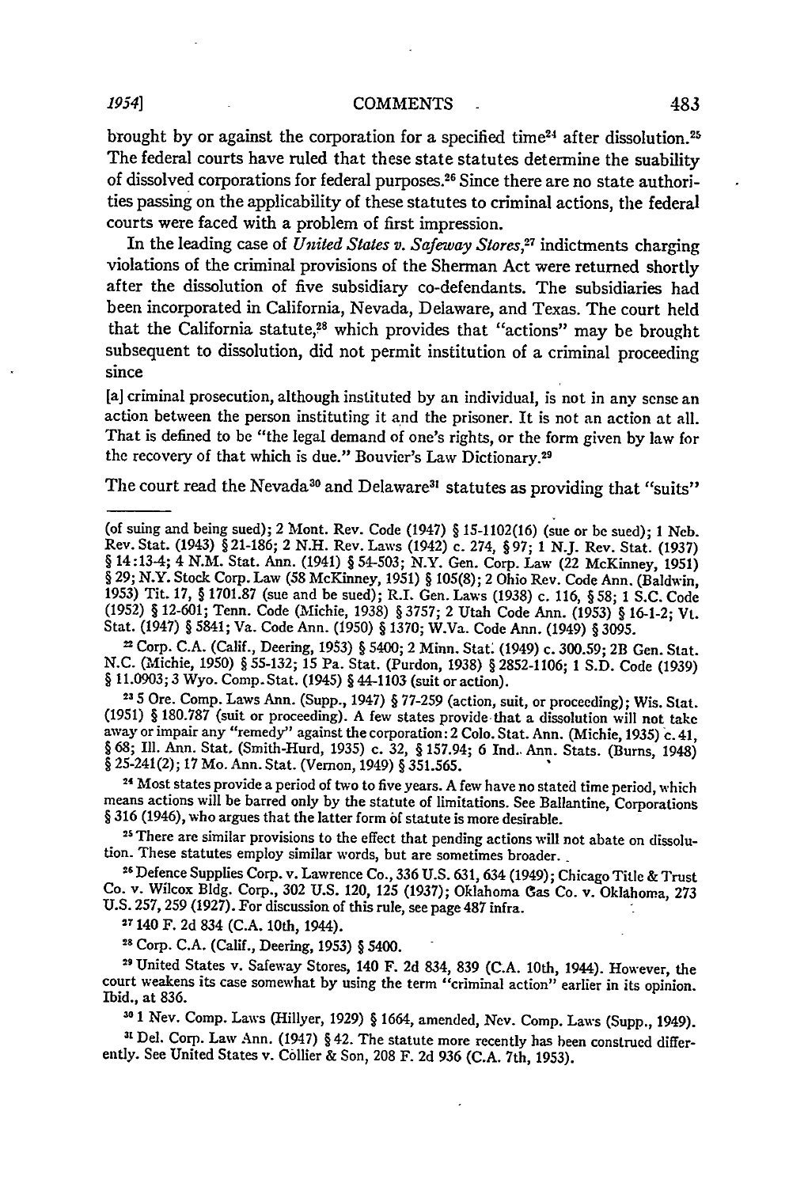brought by or against the corporation for a specified time[24] after dissolution.[25] The federal courts have ruled that these state statutes determine the suability of dissolved corporations for federal purposes.[26] Since there are no state authorities passing on the applicability of these statutes to criminal actions, the federal courts were faced with a problem of first impression.

In the leading case of *United States v. Safeway Stores*,[27] indictments charging violations of the criminal provisions of the Sherman Act were returned shortly after the dissolution of five subsidiary co-defendants. The subsidiaries had been incorporated in California, Nevada, Delaware, and Texas. The court held that the California statute,[28] which provides that "actions" may be brought subsequent to dissolution, did not permit institution of a criminal proceeding since

> [a] criminal prosecution, although instituted by an individual, is not in any sense an action between the person instituting it and the prisoner. It is not an action at all. That is defined to be "the legal demand of one's rights, or the form given by law for the recovery of that which is due." Bouvier's Law Dictionary.[29]

The court read the Nevada[30] and Delaware[31] statutes as providing that "suits"

---

(of suing and being sued); 2 Mont. Rev. Code (1947) § 15-1102(16) (sue or be sued); 1 Neb. Rev. Stat. (1943) § 21-186; 2 N.H. Rev. Laws (1942) c. 274, § 97; 1 N.J. Rev. Stat. (1937) § 14:13-4; 4 N.M. Stat. Ann. (1941) § 54-503; N.Y. Gen. Corp. Law (22 McKinney, 1951) § 29; N.Y. Stock Corp. Law (58 McKinney, 1951) § 105(8); 2 Ohio Rev. Code Ann. (Baldwin, 1953) Tit. 17, § 1701.87 (sue and be sued); R.I. Gen. Laws (1938) c. 116, § 58; 1 S.C. Code (1952) § 12-601; Tenn. Code (Michie, 1938) § 3757; 2 Utah Code Ann. (1953) § 16-1-2; Vt. Stat. (1947) § 5841; Va. Code Ann. (1950) § 1370; W.Va. Code Ann. (1949) § 3095.

[22] Corp. C.A. (Calif., Deering, 1953) § 5400; 2 Minn. Stat. (1949) c. 300.59; 2B Gen. Stat. N.C. (Michie, 1950) § 55-132; 15 Pa. Stat. (Purdon, 1938) § 2852-1106; 1 S.D. Code (1939) § 11.0903; 3 Wyo. Comp. Stat. (1945) § 44-1103 (suit or action).

[23] 5 Ore. Comp. Laws Ann. (Supp., 1947) § 77-259 (action, suit, or proceeding); Wis. Stat. (1951) § 180.787 (suit or proceeding). A few states provide that a dissolution will not take away or impair any "remedy" against the corporation: 2 Colo. Stat. Ann. (Michie, 1935) c. 41, § 68; Ill. Ann. Stat. (Smith-Hurd, 1935) c. 32, § 157.94; 6 Ind. Ann. Stats. (Burns, 1948) § 25-241(2); 17 Mo. Ann. Stat. (Vernon, 1949) § 351.565.

[24] Most states provide a period of two to five years. A few have no stated time period, which means actions will be barred only by the statute of limitations. See Ballantine, Corporations § 316 (1946), who argues that the latter form of statute is more desirable.

[25] There are similar provisions to the effect that pending actions will not abate on dissolution. These statutes employ similar words, but are sometimes broader.

[26] Defence Supplies Corp. v. Lawrence Co., 336 U.S. 631, 634 (1949); Chicago Title & Trust Co. v. Wilcox Bldg. Corp., 302 U.S. 120, 125 (1937); Oklahoma Gas Co. v. Oklahoma, 273 U.S. 257, 259 (1927). For discussion of this rule, see page 487 infra.

[27] 140 F. 2d 834 (C.A. 10th, 1944).

[28] Corp. C.A. (Calif., Deering, 1953) § 5400.

[29] United States v. Safeway Stores, 140 F. 2d 834, 839 (C.A. 10th, 1944). However, the court weakens its case somewhat by using the term "criminal action" earlier in its opinion. Ibid., at 836.

[30] 1 Nev. Comp. Laws (Hillyer, 1929) § 1664, amended, Nev. Comp. Laws (Supp., 1949).

[31] Del. Corp. Law Ann. (1947) § 42. The statute more recently has been construed differently. See United States v. Collier & Son, 208 F. 2d 936 (C.A. 7th, 1953).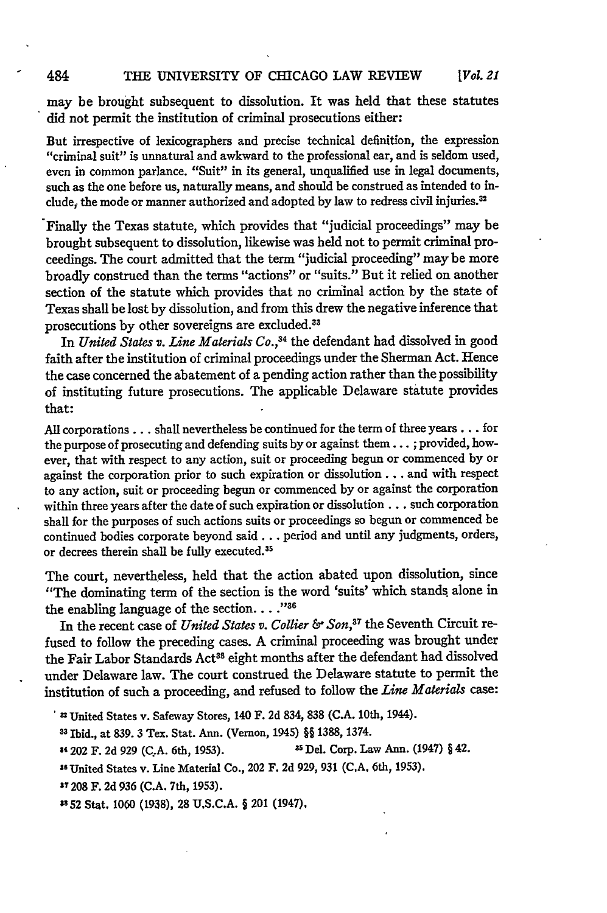may be brought subsequent to dissolution. It was held that these statutes did not permit the institution of criminal prosecutions either:

> But irrespective of lexicographers and precise technical definition, the expression "criminal suit" is unnatural and awkward to the professional ear, and is seldom used, even in common parlance. "Suit" in its general, unqualified use in legal documents, such as the one before us, naturally means, and should be construed as intended to include, the mode or manner authorized and adopted by law to redress civil injuries.[32]

Finally the Texas statute, which provides that "judicial proceedings" may be brought subsequent to dissolution, likewise was held not to permit criminal proceedings. The court admitted that the term "judicial proceeding" may be more broadly construed than the terms "actions" or "suits." But it relied on another section of the statute which provides that no criminal action by the state of Texas shall be lost by dissolution, and from this drew the negative inference that prosecutions by other sovereigns are excluded.[33]

In *United States v. Line Materials Co.*,[34] the defendant had dissolved in good faith after the institution of criminal proceedings under the Sherman Act. Hence the case concerned the abatement of a pending action rather than the possibility of instituting future prosecutions. The applicable Delaware statute provides that:

> All corporations . . . shall nevertheless be continued for the term of three years . . . for the purpose of prosecuting and defending suits by or against them . . . ; provided, however, that with respect to any action, suit or proceeding begun or commenced by or against the corporation prior to such expiration or dissolution . . . and with respect to any action, suit or proceeding begun or commenced by or against the corporation within three years after the date of such expiration or dissolution . . . such corporation shall for the purposes of such actions suits or proceedings so begun or commenced be continued bodies corporate beyond said . . . period and until any judgments, orders, or decrees therein shall be fully executed.[35]

The court, nevertheless, held that the action abated upon dissolution, since "The dominating term of the section is the word 'suits' which stands alone in the enabling language of the section. . . ."[36]

In the recent case of *United States v. Collier & Son*,[37] the Seventh Circuit refused to follow the preceding cases. A criminal proceeding was brought under the Fair Labor Standards Act[38] eight months after the defendant had dissolved under Delaware law. The court construed the Delaware statute to permit the institution of such a proceeding, and refused to follow the *Line Materials* case:

---

[32] United States v. Safeway Stores, 140 F. 2d 834, 838 (C.A. 10th, 1944).

[33] Ibid., at 839. 3 Tex. Stat. Ann. (Vernon, 1945) §§ 1388, 1374.

[34] 202 F. 2d 929 (C.A. 6th, 1953).

[35] Del. Corp. Law Ann. (1947) § 42.

[36] United States v. Line Material Co., 202 F. 2d 929, 931 (C.A. 6th, 1953).

[37] 208 F. 2d 936 (C.A. 7th, 1953).

[38] 52 Stat. 1060 (1938), 28 U.S.C.A. § 201 (1947).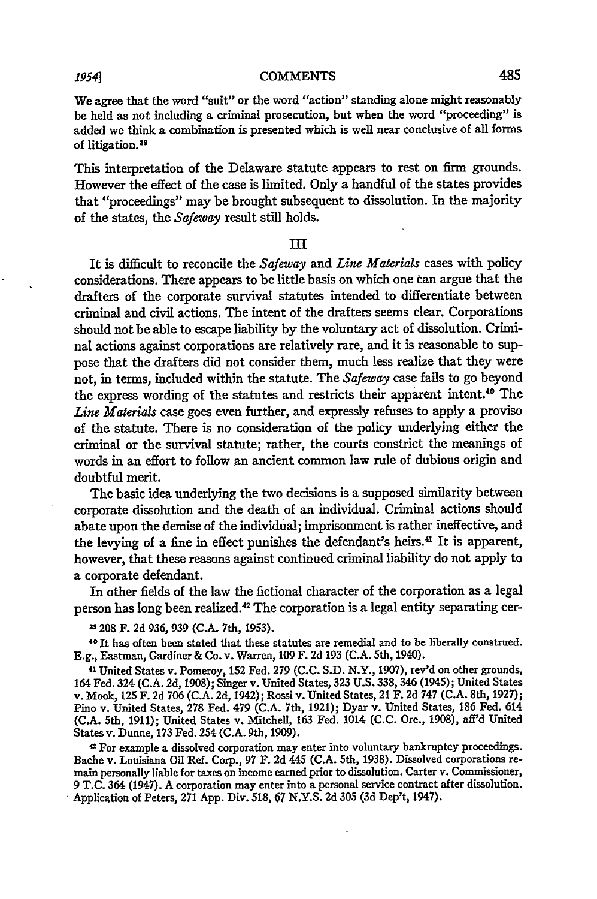We agree that the word "suit" or the word "action" standing alone might reasonably be held as not including a criminal prosecution, but when the word "proceeding" is added we think a combination is presented which is well near conclusive of all forms of litigation.[39]

This interpretation of the Delaware statute appears to rest on firm grounds. However the effect of the case is limited. Only a handful of the states provides that "proceedings" may be brought subsequent to dissolution. In the majority of the states, the *Safeway* result still holds.

## III

It is difficult to reconcile the *Safeway* and *Line Materials* cases with policy considerations. There appears to be little basis on which one can argue that the drafters of the corporate survival statutes intended to differentiate between criminal and civil actions. The intent of the drafters seems clear. Corporations should not be able to escape liability by the voluntary act of dissolution. Criminal actions against corporations are relatively rare, and it is reasonable to suppose that the drafters did not consider them, much less realize that they were not, in terms, included within the statute. The *Safeway* case fails to go beyond the express wording of the statutes and restricts their apparent intent.[40] The *Line Materials* case goes even further, and expressly refuses to apply a proviso of the statute. There is no consideration of the policy underlying either the criminal or the survival statute; rather, the courts constrict the meanings of words in an effort to follow an ancient common law rule of dubious origin and doubtful merit.

The basic idea underlying the two decisions is a supposed similarity between corporate dissolution and the death of an individual. Criminal actions should abate upon the demise of the individual; imprisonment is rather ineffective, and the levying of a fine in effect punishes the defendant's heirs.[41] It is apparent, however, that these reasons against continued criminal liability do not apply to a corporate defendant.

In other fields of the law the fictional character of the corporation as a legal person has long been realized.[42] The corporation is a legal entity separating cer-

[39] 208 F. 2d 936, 939 (C.A. 7th, 1953).

[40] It has often been stated that these statutes are remedial and to be liberally construed. E.g., Eastman, Gardiner & Co. v. Warren, 109 F. 2d 193 (C.A. 5th, 1940).

[41] United States v. Pomeroy, 152 Fed. 279 (C.C. S.D. N.Y., 1907), rev'd on other grounds, 164 Fed. 324 (C.A. 2d, 1908); Singer v. United States, 323 U.S. 338, 346 (1945); United States v. Mook, 125 F. 2d 706 (C.A. 2d, 1942); Rossi v. United States, 21 F. 2d 747 (C.A. 8th, 1927); Pino v. United States, 278 Fed. 479 (C.A. 7th, 1921); Dyar v. United States, 186 Fed. 614 (C.A. 5th, 1911); United States v. Mitchell, 163 Fed. 1014 (C.C. Ore., 1908), aff'd United States v. Dunne, 173 Fed. 254 (C.A. 9th, 1909).

[42] For example a dissolved corporation may enter into voluntary bankruptcy proceedings. Bache v. Louisiana Oil Ref. Corp., 97 F. 2d 445 (C.A. 5th, 1938). Dissolved corporations remain personally liable for taxes on income earned prior to dissolution. Carter v. Commissioner, 9 T.C. 364 (1947). A corporation may enter into a personal service contract after dissolution. Application of Peters, 271 App. Div. 518, 67 N.Y.S. 2d 305 (3d Dep't, 1947).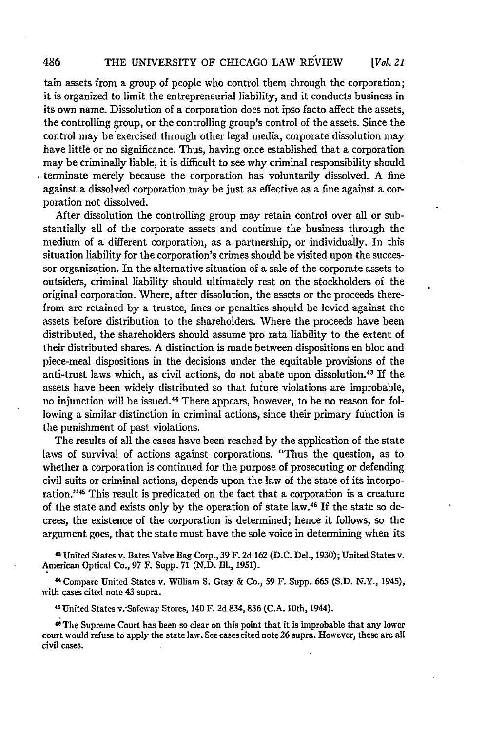tain assets from a group of people who control them through the corporation; it is organized to limit the entrepreneurial liability, and it conducts business in its own name. Dissolution of a corporation does not ipso facto affect the assets, the controlling group, or the controlling group's control of the assets. Since the control may be exercised through other legal media, corporate dissolution may have little or no significance. Thus, having once established that a corporation may be criminally liable, it is difficult to see why criminal responsibility should terminate merely because the corporation has voluntarily dissolved. A fine against a dissolved corporation may be just as effective as a fine against a corporation not dissolved.

After dissolution the controlling group may retain control over all or substantially all of the corporate assets and continue the business through the medium of a different corporation, as a partnership, or individually. In this situation liability for the corporation's crimes should be visited upon the successor organization. In the alternative situation of a sale of the corporate assets to outsiders, criminal liability should ultimately rest on the stockholders of the original corporation. Where, after dissolution, the assets or the proceeds therefrom are retained by a trustee, fines or penalties should be levied against the assets before distribution to the shareholders. Where the proceeds have been distributed, the shareholders should assume pro rata liability to the extent of their distributed shares. A distinction is made between dispositions en bloc and piece-meal dispositions in the decisions under the equitable provisions of the anti-trust laws which, as civil actions, do not abate upon dissolution.[43] If the assets have been widely distributed so that future violations are improbable, no injunction will be issued.[44] There appears, however, to be no reason for following a similar distinction in criminal actions, since their primary function is the punishment of past violations.

The results of all the cases have been reached by the application of the state laws of survival of actions against corporations. "Thus the question, as to whether a corporation is continued for the purpose of prosecuting or defending civil suits or criminal actions, depends upon the law of the state of its incorporation."[45] This result is predicated on the fact that a corporation is a creature of the state and exists only by the operation of state law.[46] If the state so decrees, the existence of the corporation is determined; hence it follows, so the argument goes, that the state must have the sole voice in determining when its

[43] United States v. Bates Valve Bag Corp., 39 F. 2d 162 (D.C. Del., 1930); United States v. American Optical Co., 97 F. Supp. 71 (N.D. Ill., 1951).

[44] Compare United States v. William S. Gray & Co., 59 F. Supp. 665 (S.D. N.Y., 1945), with cases cited note 43 supra.

[45] United States v. Safeway Stores, 140 F. 2d 834, 836 (C.A. 10th, 1944).

[46] The Supreme Court has been so clear on this point that it is improbable that any lower court would refuse to apply the state law. See cases cited note 26 supra. However, these are all civil cases.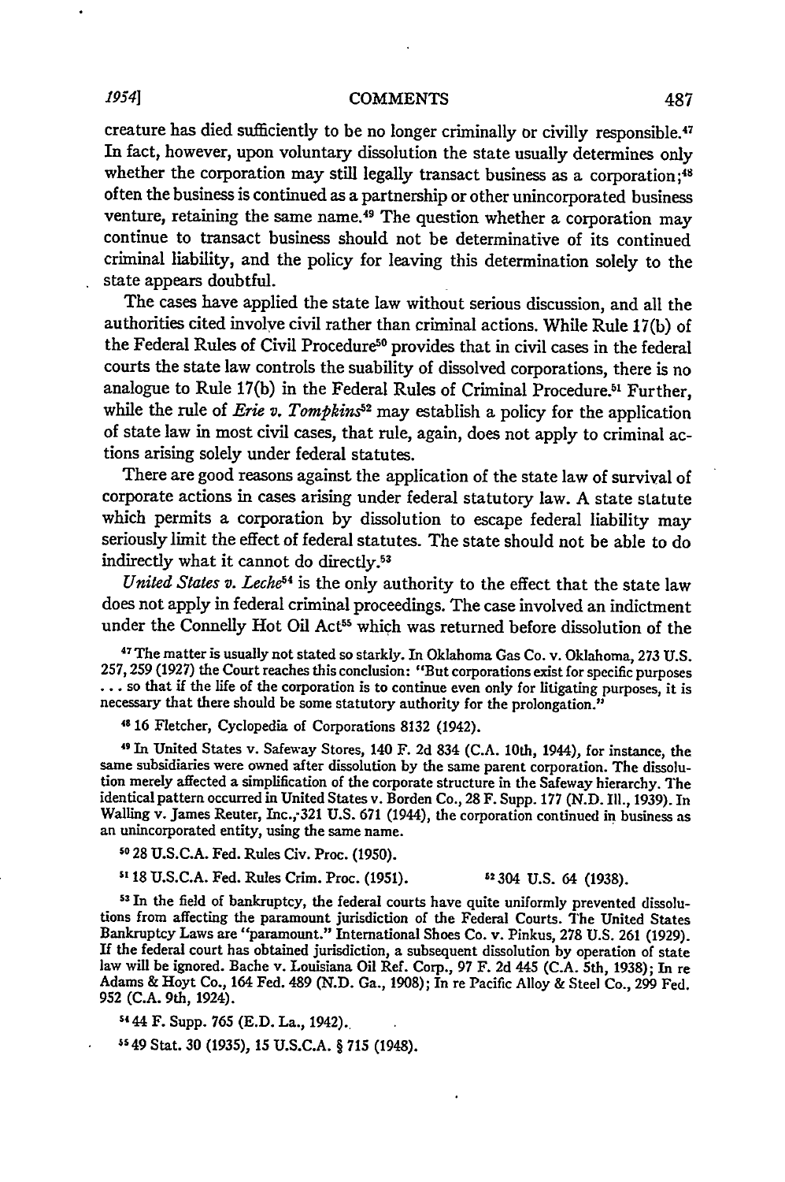creature has died sufficiently to be no longer criminally or civilly responsible.[47] In fact, however, upon voluntary dissolution the state usually determines only whether the corporation may still legally transact business as a corporation;[48] often the business is continued as a partnership or other unincorporated business venture, retaining the same name.[49] The question whether a corporation may continue to transact business should not be determinative of its continued criminal liability, and the policy for leaving this determination solely to the state appears doubtful.

The cases have applied the state law without serious discussion, and all the authorities cited involve civil rather than criminal actions. While Rule 17(b) of the Federal Rules of Civil Procedure[50] provides that in civil cases in the federal courts the state law controls the suability of dissolved corporations, there is no analogue to Rule 17(b) in the Federal Rules of Criminal Procedure.[51] Further, while the rule of *Erie v. Tompkins*[52] may establish a policy for the application of state law in most civil cases, that rule, again, does not apply to criminal actions arising solely under federal statutes.

There are good reasons against the application of the state law of survival of corporate actions in cases arising under federal statutory law. A state statute which permits a corporation by dissolution to escape federal liability may seriously limit the effect of federal statutes. The state should not be able to do indirectly what it cannot do directly.[53]

*United States v. Leche*[54] is the only authority to the effect that the state law does not apply in federal criminal proceedings. The case involved an indictment under the Connelly Hot Oil Act[55] which was returned before dissolution of the

[47] The matter is usually not stated so starkly. In Oklahoma Gas Co. v. Oklahoma, 273 U.S. 257, 259 (1927) the Court reaches this conclusion: "But corporations exist for specific purposes ... so that if the life of the corporation is to continue even only for litigating purposes, it is necessary that there should be some statutory authority for the prolongation."

[48] 16 Fletcher, Cyclopedia of Corporations 8132 (1942).

[49] In United States v. Safeway Stores, 140 F. 2d 834 (C.A. 10th, 1944), for instance, the same subsidiaries were owned after dissolution by the same parent corporation. The dissolution merely affected a simplification of the corporate structure in the Safeway hierarchy. The identical pattern occurred in United States v. Borden Co., 28 F. Supp. 177 (N.D. Ill., 1939). In Walling v. James Reuter, Inc., 321 U.S. 671 (1944), the corporation continued in business as an unincorporated entity, using the same name.

[50] 28 U.S.C.A. Fed. Rules Civ. Proc. (1950).

[51] 18 U.S.C.A. Fed. Rules Crim. Proc. (1951).

[52] 304 U.S. 64 (1938).

[53] In the field of bankruptcy, the federal courts have quite uniformly prevented dissolutions from affecting the paramount jurisdiction of the Federal Courts. The United States Bankruptcy Laws are "paramount." International Shoes Co. v. Pinkus, 278 U.S. 261 (1929). If the federal court has obtained jurisdiction, a subsequent dissolution by operation of state law will be ignored. Bache v. Louisiana Oil Ref. Corp., 97 F. 2d 445 (C.A. 5th, 1938); In re Adams & Hoyt Co., 164 Fed. 489 (N.D. Ga., 1908); In re Pacific Alloy & Steel Co., 299 Fed. 952 (C.A. 9th, 1924).

[54] 44 F. Supp. 765 (E.D. La., 1942).

[55] 49 Stat. 30 (1935), 15 U.S.C.A. § 715 (1948).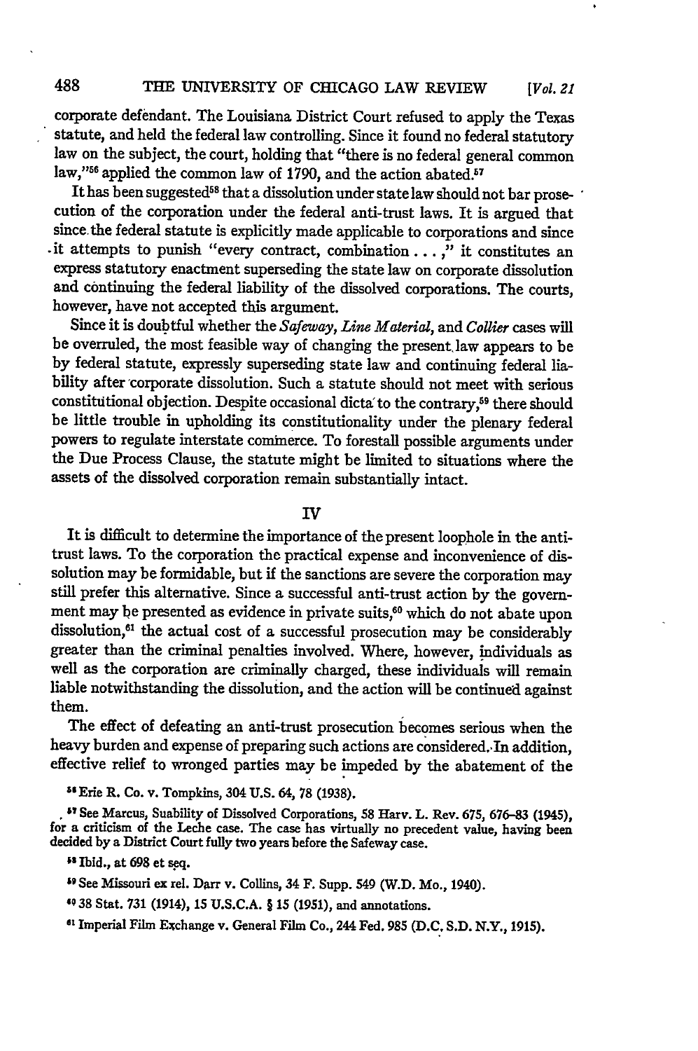corporate defendant. The Louisiana District Court refused to apply the Texas statute, and held the federal law controlling. Since it found no federal statutory law on the subject, the court, holding that "there is no federal general common law,"[56] applied the common law of 1790, and the action abated.[57]

It has been suggested[58] that a dissolution under state law should not bar prosecution of the corporation under the federal anti-trust laws. It is argued that since the federal statute is explicitly made applicable to corporations and since it attempts to punish "every contract, combination . . . ," it constitutes an express statutory enactment superseding the state law on corporate dissolution and continuing the federal liability of the dissolved corporations. The courts, however, have not accepted this argument.

Since it is doubtful whether the *Safeway*, *Line Material*, and *Collier* cases will be overruled, the most feasible way of changing the present law appears to be by federal statute, expressly superseding state law and continuing federal liability after corporate dissolution. Such a statute should not meet with serious constitutional objection. Despite occasional dicta to the contrary,[59] there should be little trouble in upholding its constitutionality under the plenary federal powers to regulate interstate commerce. To forestall possible arguments under the Due Process Clause, the statute might be limited to situations where the assets of the dissolved corporation remain substantially intact.

## IV

It is difficult to determine the importance of the present loophole in the anti-trust laws. To the corporation the practical expense and inconvenience of dissolution may be formidable, but if the sanctions are severe the corporation may still prefer this alternative. Since a successful anti-trust action by the government may be presented as evidence in private suits,[60] which do not abate upon dissolution,[61] the actual cost of a successful prosecution may be considerably greater than the criminal penalties involved. Where, however, individuals as well as the corporation are criminally charged, these individuals will remain liable notwithstanding the dissolution, and the action will be continued against them.

The effect of defeating an anti-trust prosecution becomes serious when the heavy burden and expense of preparing such actions are considered. In addition, effective relief to wronged parties may be impeded by the abatement of the

[56] Erie R. Co. v. Tompkins, 304 U.S. 64, 78 (1938).

[57] See Marcus, Suability of Dissolved Corporations, 58 Harv. L. Rev. 675, 676–83 (1945), for a criticism of the Leche case. The case has virtually no precedent value, having been decided by a District Court fully two years before the Safeway case.

[58] Ibid., at 698 et seq.

[59] See Missouri ex rel. Darr v. Collins, 34 F. Supp. 549 (W.D. Mo., 1940).

[60] 38 Stat. 731 (1914), 15 U.S.C.A. § 15 (1951), and annotations.

[61] Imperial Film Exchange v. General Film Co., 244 Fed. 985 (D.C. S.D. N.Y., 1915).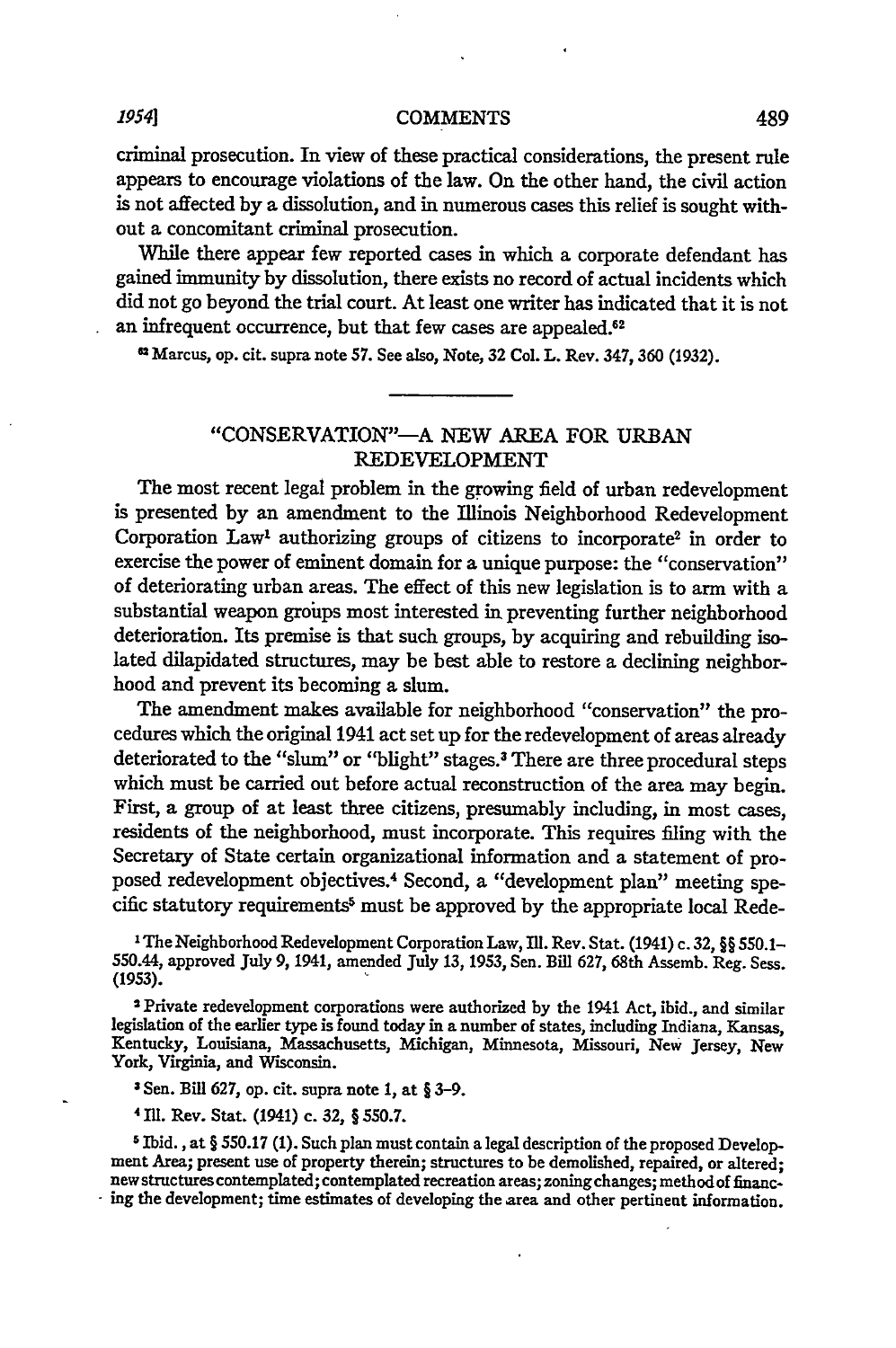criminal prosecution. In view of these practical considerations, the present rule appears to encourage violations of the law. On the other hand, the civil action is not affected by a dissolution, and in numerous cases this relief is sought without a concomitant criminal prosecution.

While there appear few reported cases in which a corporate defendant has gained immunity by dissolution, there exists no record of actual incidents which did not go beyond the trial court. At least one writer has indicated that it is not an infrequent occurrence, but that few cases are appealed.[62]

[62] Marcus, op. cit. supra note 57. See also, Note, 32 Col. L. Rev. 347, 360 (1932).

---

## "CONSERVATION"—A NEW AREA FOR URBAN REDEVELOPMENT

The most recent legal problem in the growing field of urban redevelopment is presented by an amendment to the Illinois Neighborhood Redevelopment Corporation Law[1] authorizing groups of citizens to incorporate[2] in order to exercise the power of eminent domain for a unique purpose: the "conservation" of deteriorating urban areas. The effect of this new legislation is to arm with a substantial weapon groups most interested in preventing further neighborhood deterioration. Its premise is that such groups, by acquiring and rebuilding isolated dilapidated structures, may be best able to restore a declining neighborhood and prevent its becoming a slum.

The amendment makes available for neighborhood "conservation" the procedures which the original 1941 act set up for the redevelopment of areas already deteriorated to the "slum" or "blight" stages.[3] There are three procedural steps which must be carried out before actual reconstruction of the area may begin. First, a group of at least three citizens, presumably including, in most cases, residents of the neighborhood, must incorporate. This requires filing with the Secretary of State certain organizational information and a statement of proposed redevelopment objectives.[4] Second, a "development plan" meeting specific statutory requirements[5] must be approved by the appropriate local Rede-

[1] The Neighborhood Redevelopment Corporation Law, Ill. Rev. Stat. (1941) c. 32, §§ 550.1–550.44, approved July 9, 1941, amended July 13, 1953, Sen. Bill 627, 68th Assemb. Reg. Sess. (1953).

[2] Private redevelopment corporations were authorized by the 1941 Act, ibid., and similar legislation of the earlier type is found today in a number of states, including Indiana, Kansas, Kentucky, Louisiana, Massachusetts, Michigan, Minnesota, Missouri, New Jersey, New York, Virginia, and Wisconsin.

[3] Sen. Bill 627, op. cit. supra note 1, at § 3–9.

[4] Ill. Rev. Stat. (1941) c. 32, § 550.7.

[5] Ibid., at § 550.17 (1). Such plan must contain a legal description of the proposed Development Area; present use of property therein; structures to be demolished, repaired, or altered; new structures contemplated; contemplated recreation areas; zoning changes; method of financing the development; time estimates of developing the area and other pertinent information.